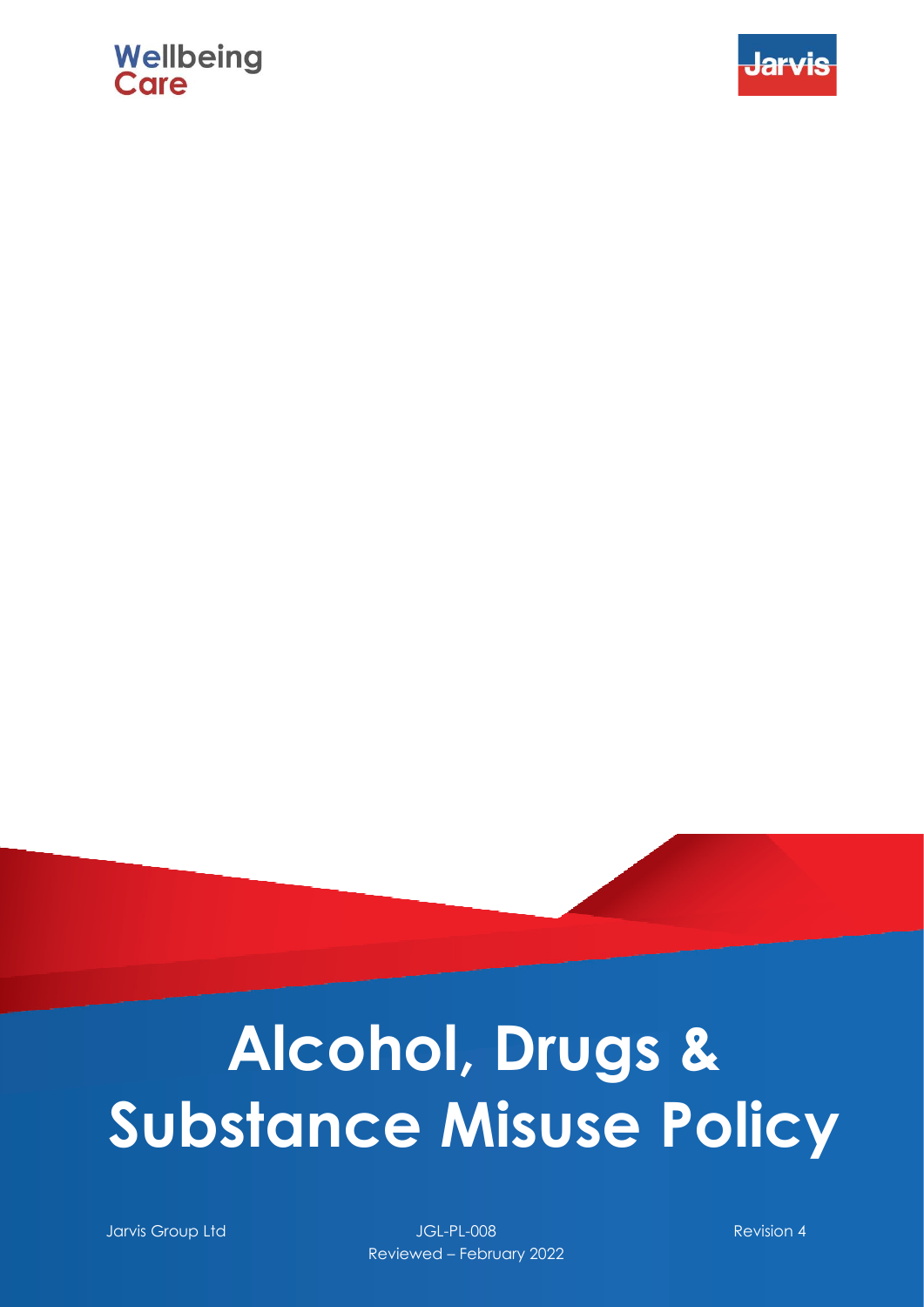Wellbeing
Care

Jarvis

# Alcohol, Drugs & Substance Misuse Policy

Jarvis Group Ltd

JGL-PL-008

Reviewed – February 2022

Revision 4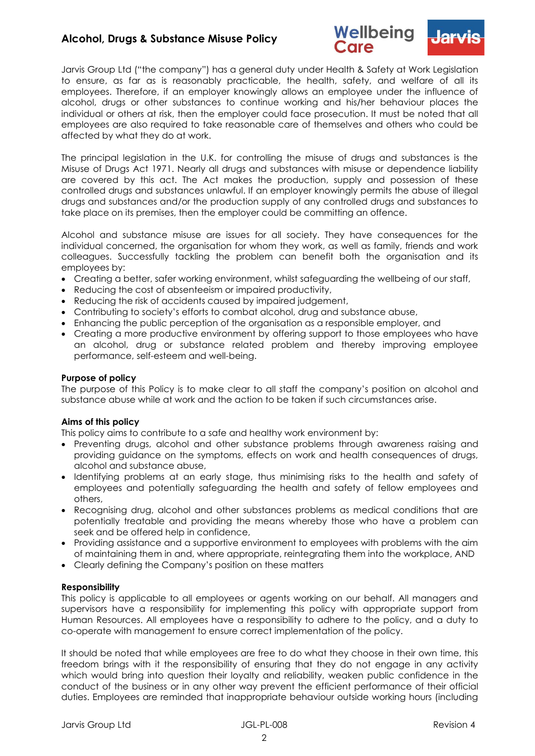Jarvis Group Ltd ("the company") has a general duty under Health & Safety at Work Legislation to ensure, as far as is reasonably practicable, the health, safety, and welfare of all its employees. Therefore, if an employer knowingly allows an employee under the influence of alcohol, drugs or other substances to continue working and his/her behaviour places the individual or others at risk, then the employer could face prosecution. It must be noted that all employees are also required to take reasonable care of themselves and others who could be affected by what they do at work.

The principal legislation in the U.K. for controlling the misuse of drugs and substances is the Misuse of Drugs Act 1971. Nearly all drugs and substances with misuse or dependence liability are covered by this act. The Act makes the production, supply and possession of these controlled drugs and substances unlawful. If an employer knowingly permits the abuse of illegal drugs and substances and/or the production supply of any controlled drugs and substances to take place on its premises, then the employer could be committing an offence.

Alcohol and substance misuse are issues for all society. They have consequences for the individual concerned, the organisation for whom they work, as well as family, friends and work colleagues. Successfully tackling the problem can benefit both the organisation and its employees by:

- Creating a better, safer working environment, whilst safeguarding the wellbeing of our staff,
- Reducing the cost of absenteeism or impaired productivity,
- Reducing the risk of accidents caused by impaired judgement,
- Contributing to society's efforts to combat alcohol, drug and substance abuse,
- Enhancing the public perception of the organisation as a responsible employer, and
- Creating a more productive environment by offering support to those employees who have an alcohol, drug or substance related problem and thereby improving employee performance, self-esteem and well-being.

**Purpose of policy**

The purpose of this Policy is to make clear to all staff the company's position on alcohol and substance abuse while at work and the action to be taken if such circumstances arise.

**Aims of this policy**

This policy aims to contribute to a safe and healthy work environment by:

- Preventing drugs, alcohol and other substance problems through awareness raising and providing guidance on the symptoms, effects on work and health consequences of drugs, alcohol and substance abuse,
- Identifying problems at an early stage, thus minimising risks to the health and safety of employees and potentially safeguarding the health and safety of fellow employees and others,
- Recognising drug, alcohol and other substances problems as medical conditions that are potentially treatable and providing the means whereby those who have a problem can seek and be offered help in confidence,
- Providing assistance and a supportive environment to employees with problems with the aim of maintaining them in and, where appropriate, reintegrating them into the workplace, AND
- Clearly defining the Company's position on these matters

**Responsibility**

This policy is applicable to all employees or agents working on our behalf. All managers and supervisors have a responsibility for implementing this policy with appropriate support from Human Resources. All employees have a responsibility to adhere to the policy, and a duty to co-operate with management to ensure correct implementation of the policy.

It should be noted that while employees are free to do what they choose in their own time, this freedom brings with it the responsibility of ensuring that they do not engage in any activity which would bring into question their loyalty and reliability, weaken public confidence in the conduct of the business or in any other way prevent the efficient performance of their official duties. Employees are reminded that inappropriate behaviour outside working hours (including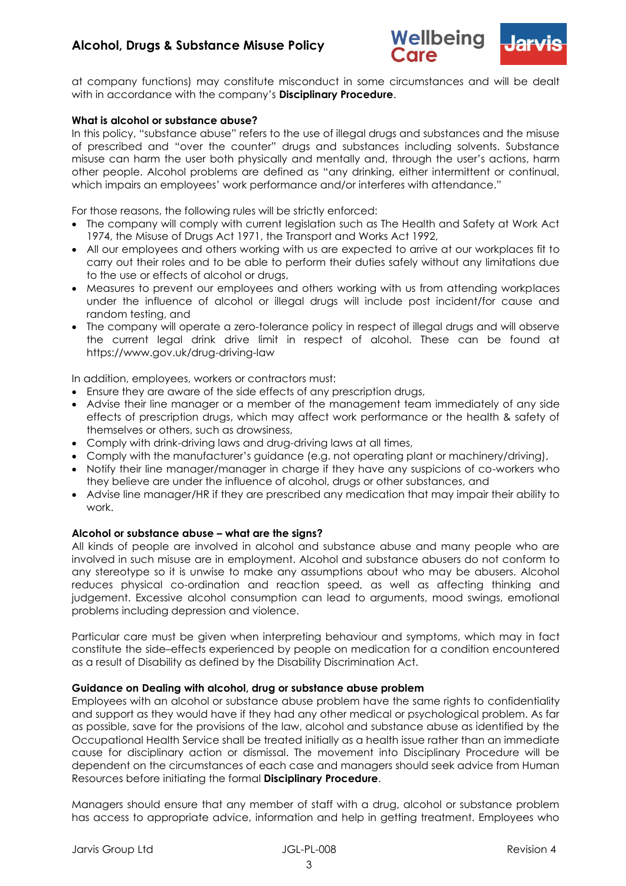at company functions) may constitute misconduct in some circumstances and will be dealt with in accordance with the company's **Disciplinary Procedure**.

**What is alcohol or substance abuse?**

In this policy, "substance abuse" refers to the use of illegal drugs and substances and the misuse of prescribed and "over the counter" drugs and substances including solvents. Substance misuse can harm the user both physically and mentally and, through the user's actions, harm other people. Alcohol problems are defined as "any drinking, either intermittent or continual, which impairs an employees' work performance and/or interferes with attendance."

For those reasons, the following rules will be strictly enforced:

- The company will comply with current legislation such as The Health and Safety at Work Act 1974, the Misuse of Drugs Act 1971, the Transport and Works Act 1992,
- All our employees and others working with us are expected to arrive at our workplaces fit to carry out their roles and to be able to perform their duties safely without any limitations due to the use or effects of alcohol or drugs,
- Measures to prevent our employees and others working with us from attending workplaces under the influence of alcohol or illegal drugs will include post incident/for cause and random testing, and
- The company will operate a zero-tolerance policy in respect of illegal drugs and will observe the current legal drink drive limit in respect of alcohol. These can be found at https://www.gov.uk/drug-driving-law

In addition, employees, workers or contractors must:

- Ensure they are aware of the side effects of any prescription drugs,
- Advise their line manager or a member of the management team immediately of any side effects of prescription drugs, which may affect work performance or the health & safety of themselves or others, such as drowsiness,
- Comply with drink-driving laws and drug-driving laws at all times,
- Comply with the manufacturer's guidance (e.g. not operating plant or machinery/driving),
- Notify their line manager/manager in charge if they have any suspicions of co-workers who they believe are under the influence of alcohol, drugs or other substances, and
- Advise line manager/HR if they are prescribed any medication that may impair their ability to work.

**Alcohol or substance abuse – what are the signs?**

All kinds of people are involved in alcohol and substance abuse and many people who are involved in such misuse are in employment. Alcohol and substance abusers do not conform to any stereotype so it is unwise to make any assumptions about who may be abusers. Alcohol reduces physical co-ordination and reaction speed, as well as affecting thinking and judgement. Excessive alcohol consumption can lead to arguments, mood swings, emotional problems including depression and violence.

Particular care must be given when interpreting behaviour and symptoms, which may in fact constitute the side–effects experienced by people on medication for a condition encountered as a result of Disability as defined by the Disability Discrimination Act.

**Guidance on Dealing with alcohol, drug or substance abuse problem**

Employees with an alcohol or substance abuse problem have the same rights to confidentiality and support as they would have if they had any other medical or psychological problem. As far as possible, save for the provisions of the law, alcohol and substance abuse as identified by the Occupational Health Service shall be treated initially as a health issue rather than an immediate cause for disciplinary action or dismissal. The movement into Disciplinary Procedure will be dependent on the circumstances of each case and managers should seek advice from Human Resources before initiating the formal **Disciplinary Procedure**.

Managers should ensure that any member of staff with a drug, alcohol or substance problem has access to appropriate advice, information and help in getting treatment. Employees who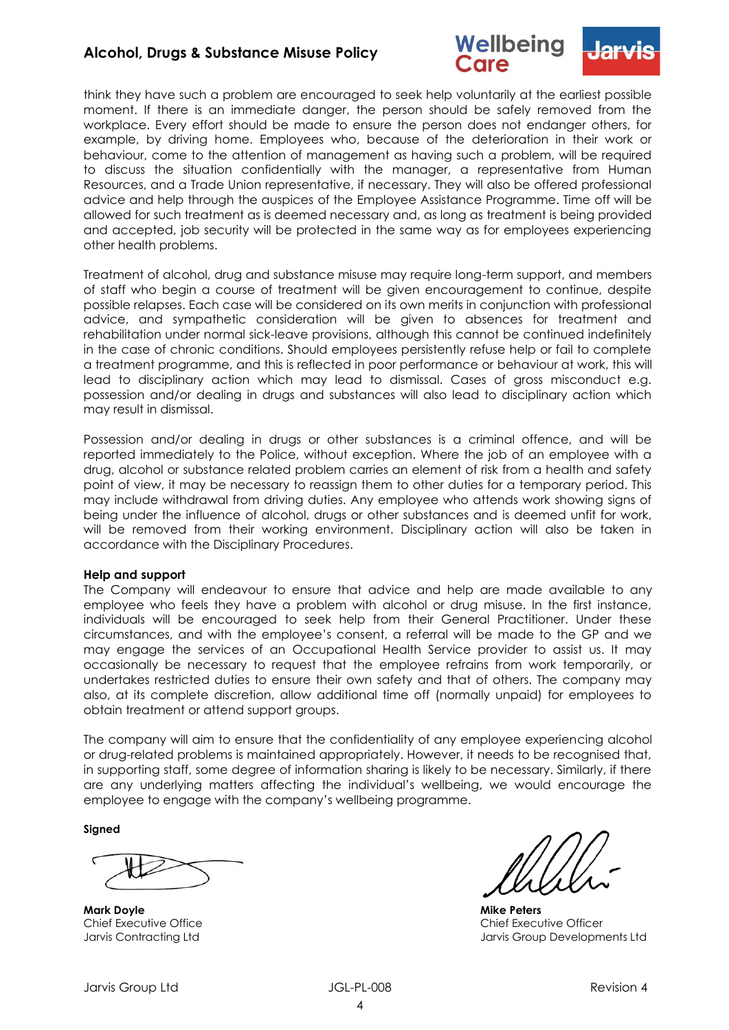think they have such a problem are encouraged to seek help voluntarily at the earliest possible moment. If there is an immediate danger, the person should be safely removed from the workplace. Every effort should be made to ensure the person does not endanger others, for example, by driving home. Employees who, because of the deterioration in their work or behaviour, come to the attention of management as having such a problem, will be required to discuss the situation confidentially with the manager, a representative from Human Resources, and a Trade Union representative, if necessary. They will also be offered professional advice and help through the auspices of the Employee Assistance Programme. Time off will be allowed for such treatment as is deemed necessary and, as long as treatment is being provided and accepted, job security will be protected in the same way as for employees experiencing other health problems.

Treatment of alcohol, drug and substance misuse may require long-term support, and members of staff who begin a course of treatment will be given encouragement to continue, despite possible relapses. Each case will be considered on its own merits in conjunction with professional advice, and sympathetic consideration will be given to absences for treatment and rehabilitation under normal sick-leave provisions, although this cannot be continued indefinitely in the case of chronic conditions. Should employees persistently refuse help or fail to complete a treatment programme, and this is reflected in poor performance or behaviour at work, this will lead to disciplinary action which may lead to dismissal. Cases of gross misconduct e.g. possession and/or dealing in drugs and substances will also lead to disciplinary action which may result in dismissal.

Possession and/or dealing in drugs or other substances is a criminal offence, and will be reported immediately to the Police, without exception. Where the job of an employee with a drug, alcohol or substance related problem carries an element of risk from a health and safety point of view, it may be necessary to reassign them to other duties for a temporary period. This may include withdrawal from driving duties. Any employee who attends work showing signs of being under the influence of alcohol, drugs or other substances and is deemed unfit for work, will be removed from their working environment. Disciplinary action will also be taken in accordance with the Disciplinary Procedures.

**Help and support**

The Company will endeavour to ensure that advice and help are made available to any employee who feels they have a problem with alcohol or drug misuse. In the first instance, individuals will be encouraged to seek help from their General Practitioner. Under these circumstances, and with the employee's consent, a referral will be made to the GP and we may engage the services of an Occupational Health Service provider to assist us. It may occasionally be necessary to request that the employee refrains from work temporarily, or undertakes restricted duties to ensure their own safety and that of others. The company may also, at its complete discretion, allow additional time off (normally unpaid) for employees to obtain treatment or attend support groups.

The company will aim to ensure that the confidentiality of any employee experiencing alcohol or drug-related problems is maintained appropriately. However, it needs to be recognised that, in supporting staff, some degree of information sharing is likely to be necessary. Similarly, if there are any underlying matters affecting the individual's wellbeing, we would encourage the employee to engage with the company's wellbeing programme.

**Signed**

**Mark Doyle**
Chief Executive Office
Jarvis Contracting Ltd

**Mike Peters**
Chief Executive Officer
Jarvis Group Developments Ltd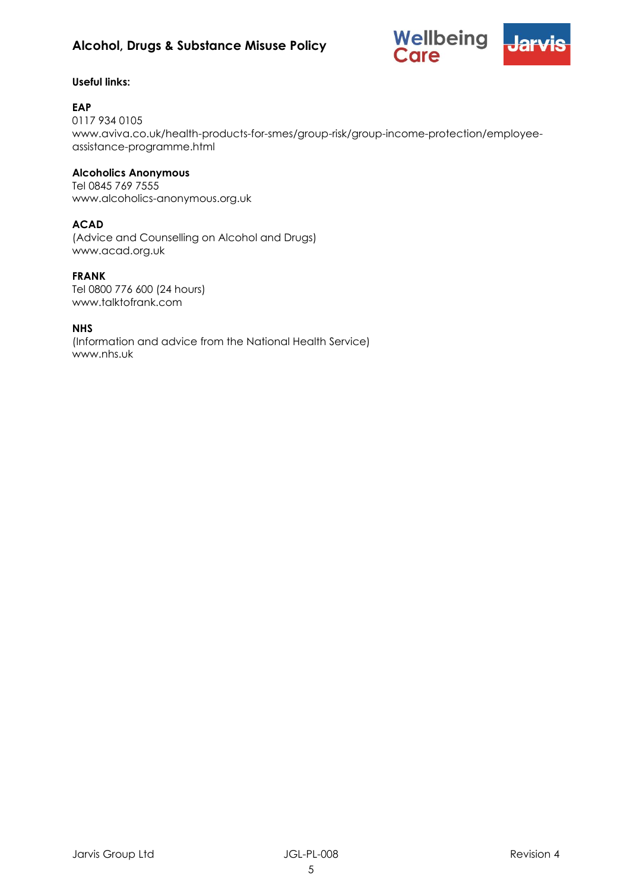**Useful links:**

**EAP**
0117 934 0105
www.aviva.co.uk/health-products-for-smes/group-risk/group-income-protection/employee-assistance-programme.html

**Alcoholics Anonymous**
Tel 0845 769 7555
www.alcoholics-anonymous.org.uk

**ACAD**
(Advice and Counselling on Alcohol and Drugs)
www.acad.org.uk

**FRANK**
Tel 0800 776 600 (24 hours)
www.talktofrank.com

**NHS**
(Information and advice from the National Health Service)
www.nhs.uk